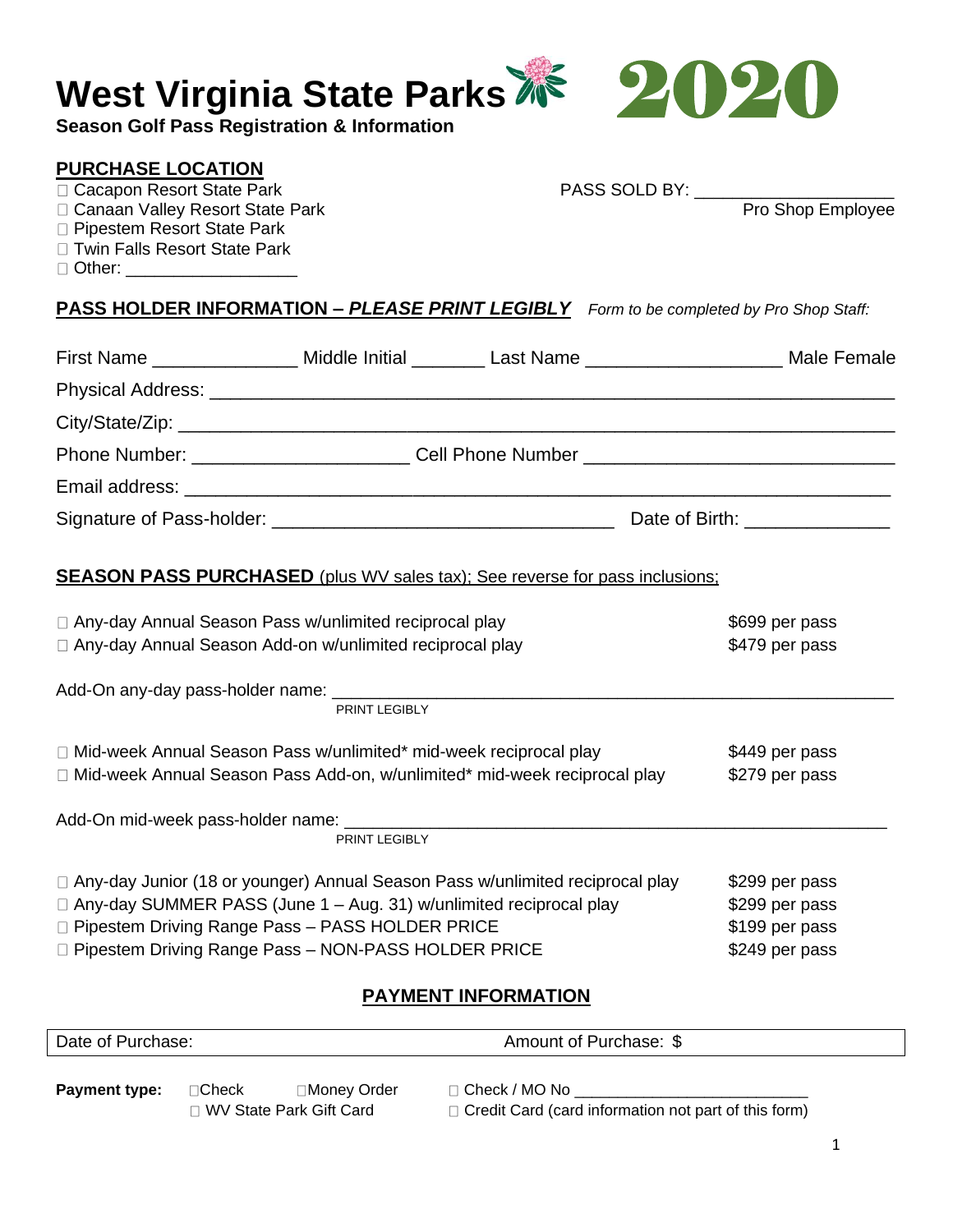# West Virginia State Parks 2020

**Season Golf Pass Registration & Information**

## PURCHASE LOCATION

- ☐ Cacapon Resort State Park
- ☐ Canaan Valley Resort State Park
- ☐ Pipestem Resort State Park
- ☐ Twin Falls Resort State Park
- ☐ Other: __________________

PASS SOLD BY: ____________________
Pro Shop Employee

## PASS HOLDER INFORMATION – *PLEASE PRINT LEGIBLY*

*Form to be completed by Pro Shop Staff:*

First Name ______________ Middle Initial _______ Last Name __________________ Male Female

Physical Address: ______________________________________________________________

City/State/Zip: ________________________________________________________________

Phone Number: ____________________ Cell Phone Number ____________________________

Email address: _________________________________________________________________

Signature of Pass-holder: ________________________________ Date of Birth: _____________

## SEASON PASS PURCHASED (plus WV sales tax); See reverse for pass inclusions;

| | |
|---|---|
| ☐ Any-day Annual Season Pass w/unlimited reciprocal play | $699 per pass |
| ☐ Any-day Annual Season Add-on w/unlimited reciprocal play | $479 per pass |

Add-On any-day pass-holder name: ______________________________________________________
PRINT LEGIBLY

| | |
|---|---|
| ☐ Mid-week Annual Season Pass w/unlimited* mid-week reciprocal play | $449 per pass |
| ☐ Mid-week Annual Season Pass Add-on, w/unlimited* mid-week reciprocal play | $279 per pass |

Add-On mid-week pass-holder name: _____________________________________________________
PRINT LEGIBLY

| | |
|---|---|
| ☐ Any-day Junior (18 or younger) Annual Season Pass w/unlimited reciprocal play | $299 per pass |
| ☐ Any-day SUMMER PASS (June 1 – Aug. 31) w/unlimited reciprocal play | $299 per pass |
| ☐ Pipestem Driving Range Pass – PASS HOLDER PRICE | $199 per pass |
| ☐ Pipestem Driving Range Pass – NON-PASS HOLDER PRICE | $249 per pass |

## PAYMENT INFORMATION

| Date of Purchase: | Amount of Purchase: $ |
|---|---|

**Payment type:** ☐Check ☐Money Order ☐ Check / MO No ________________________
☐ WV State Park Gift Card ☐ Credit Card (card information not part of this form)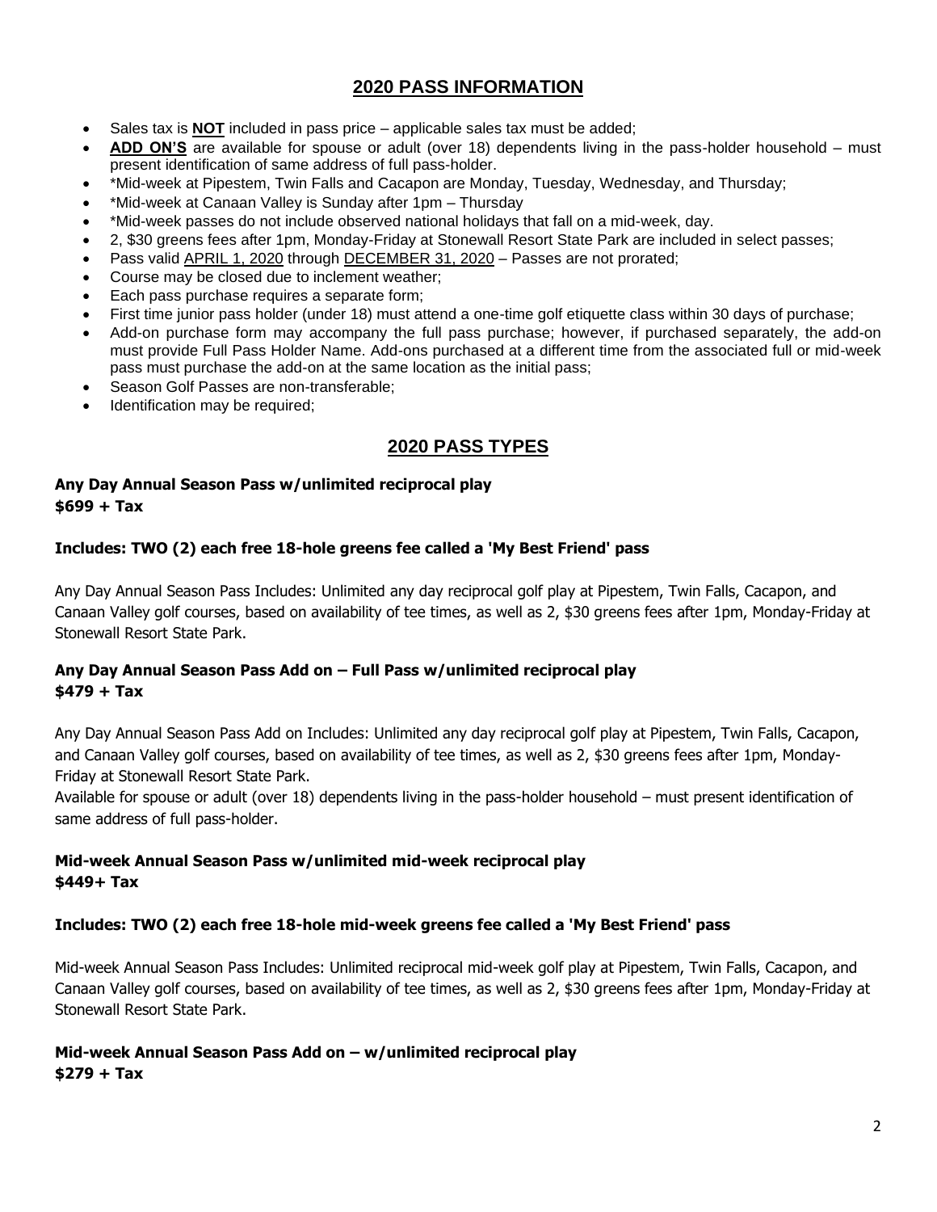## 2020 PASS INFORMATION

- Sales tax is **NOT** included in pass price – applicable sales tax must be added;
- **ADD ON'S** are available for spouse or adult (over 18) dependents living in the pass-holder household – must present identification of same address of full pass-holder.
- *Mid-week at Pipestem, Twin Falls and Cacapon are Monday, Tuesday, Wednesday, and Thursday;
- *Mid-week at Canaan Valley is Sunday after 1pm – Thursday
- *Mid-week passes do not include observed national holidays that fall on a mid-week, day.
- 2, $30 greens fees after 1pm, Monday-Friday at Stonewall Resort State Park are included in select passes;
- Pass valid APRIL 1, 2020 through DECEMBER 31, 2020 – Passes are not prorated;
- Course may be closed due to inclement weather;
- Each pass purchase requires a separate form;
- First time junior pass holder (under 18) must attend a one-time golf etiquette class within 30 days of purchase;
- Add-on purchase form may accompany the full pass purchase; however, if purchased separately, the add-on must provide Full Pass Holder Name. Add-ons purchased at a different time from the associated full or mid-week pass must purchase the add-on at the same location as the initial pass;
- Season Golf Passes are non-transferable;
- Identification may be required;

## 2020 PASS TYPES

**Any Day Annual Season Pass w/unlimited reciprocal play**
**$699 + Tax**

**Includes: TWO (2) each free 18-hole greens fee called a 'My Best Friend' pass**

Any Day Annual Season Pass Includes: Unlimited any day reciprocal golf play at Pipestem, Twin Falls, Cacapon, and Canaan Valley golf courses, based on availability of tee times, as well as 2, $30 greens fees after 1pm, Monday-Friday at Stonewall Resort State Park.

**Any Day Annual Season Pass Add on – Full Pass w/unlimited reciprocal play**
**$479 + Tax**

Any Day Annual Season Pass Add on Includes: Unlimited any day reciprocal golf play at Pipestem, Twin Falls, Cacapon, and Canaan Valley golf courses, based on availability of tee times, as well as 2, $30 greens fees after 1pm, Monday-Friday at Stonewall Resort State Park.
Available for spouse or adult (over 18) dependents living in the pass-holder household – must present identification of same address of full pass-holder.

**Mid-week Annual Season Pass w/unlimited mid-week reciprocal play**
**$449+ Tax**

**Includes: TWO (2) each free 18-hole mid-week greens fee called a 'My Best Friend' pass**

Mid-week Annual Season Pass Includes: Unlimited reciprocal mid-week golf play at Pipestem, Twin Falls, Cacapon, and Canaan Valley golf courses, based on availability of tee times, as well as 2, $30 greens fees after 1pm, Monday-Friday at Stonewall Resort State Park.

**Mid-week Annual Season Pass Add on – w/unlimited reciprocal play**
**$279 + Tax**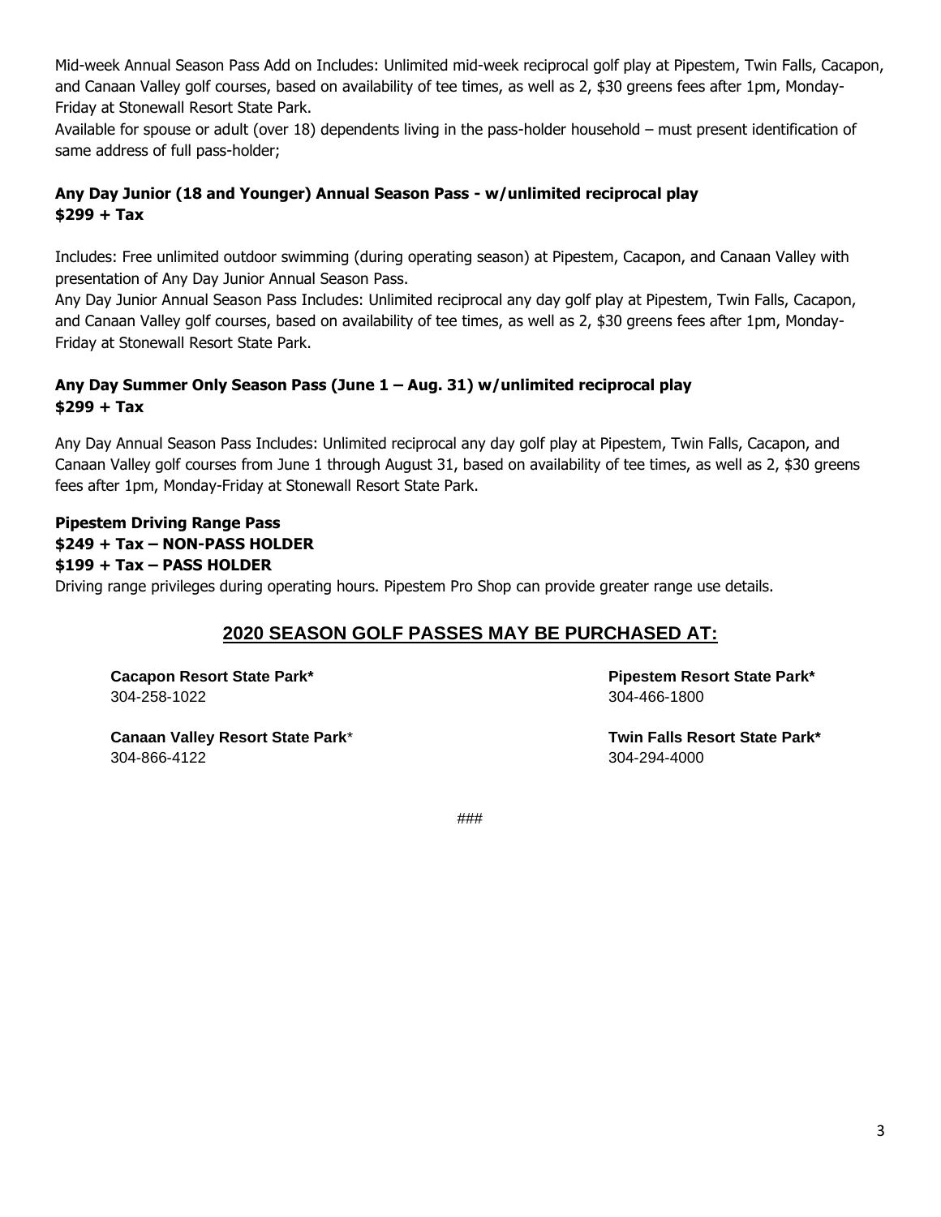Mid-week Annual Season Pass Add on Includes: Unlimited mid-week reciprocal golf play at Pipestem, Twin Falls, Cacapon, and Canaan Valley golf courses, based on availability of tee times, as well as 2, $30 greens fees after 1pm, Monday-Friday at Stonewall Resort State Park.

Available for spouse or adult (over 18) dependents living in the pass-holder household – must present identification of same address of full pass-holder;

**Any Day Junior (18 and Younger) Annual Season Pass - w/unlimited reciprocal play**
**$299 + Tax**

Includes: Free unlimited outdoor swimming (during operating season) at Pipestem, Cacapon, and Canaan Valley with presentation of Any Day Junior Annual Season Pass.

Any Day Junior Annual Season Pass Includes: Unlimited reciprocal any day golf play at Pipestem, Twin Falls, Cacapon, and Canaan Valley golf courses, based on availability of tee times, as well as 2, $30 greens fees after 1pm, Monday-Friday at Stonewall Resort State Park.

**Any Day Summer Only Season Pass (June 1 – Aug. 31) w/unlimited reciprocal play**
**$299 + Tax**

Any Day Annual Season Pass Includes: Unlimited reciprocal any day golf play at Pipestem, Twin Falls, Cacapon, and Canaan Valley golf courses from June 1 through August 31, based on availability of tee times, as well as 2, $30 greens fees after 1pm, Monday-Friday at Stonewall Resort State Park.

**Pipestem Driving Range Pass**
**$249 + Tax – NON-PASS HOLDER**
**$199 + Tax – PASS HOLDER**
Driving range privileges during operating hours. Pipestem Pro Shop can provide greater range use details.

## 2020 SEASON GOLF PASSES MAY BE PURCHASED AT:

**Cacapon Resort State Park***
304-258-1022

**Canaan Valley Resort State Park***
304-866-4122

**Pipestem Resort State Park***
304-466-1800

**Twin Falls Resort State Park***
304-294-4000

###